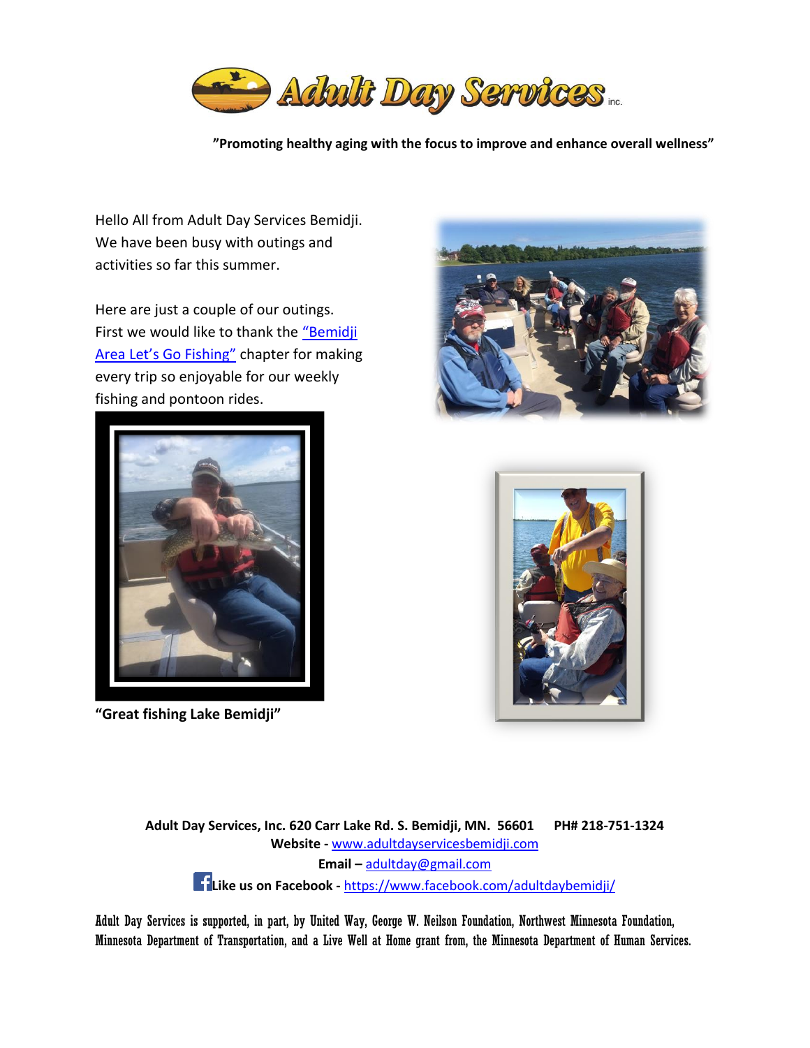# Adult Day Services inc.

**"Promoting healthy aging with the focus to improve and enhance overall wellness"**

Hello All from Adult Day Services Bemidji. We have been busy with outings and activities so far this summer.

Here are just a couple of our outings. First we would like to thank the "Bemidji Area Let's Go Fishing" chapter for making every trip so enjoyable for our weekly fishing and pontoon rides.

**"Great fishing Lake Bemidji"**

**Adult Day Services, Inc. 620 Carr Lake Rd. S. Bemidji, MN. 56601 PH# 218-751-1324**

**Website -** www.adultdayservicesbemidji.com

**Email –** adultday@gmail.com

**Like us on Facebook -** https://www.facebook.com/adultdaybemidji/

Adult Day Services is supported, in part, by United Way, George W. Neilson Foundation, Northwest Minnesota Foundation, Minnesota Department of Transportation, and a Live Well at Home grant from, the Minnesota Department of Human Services.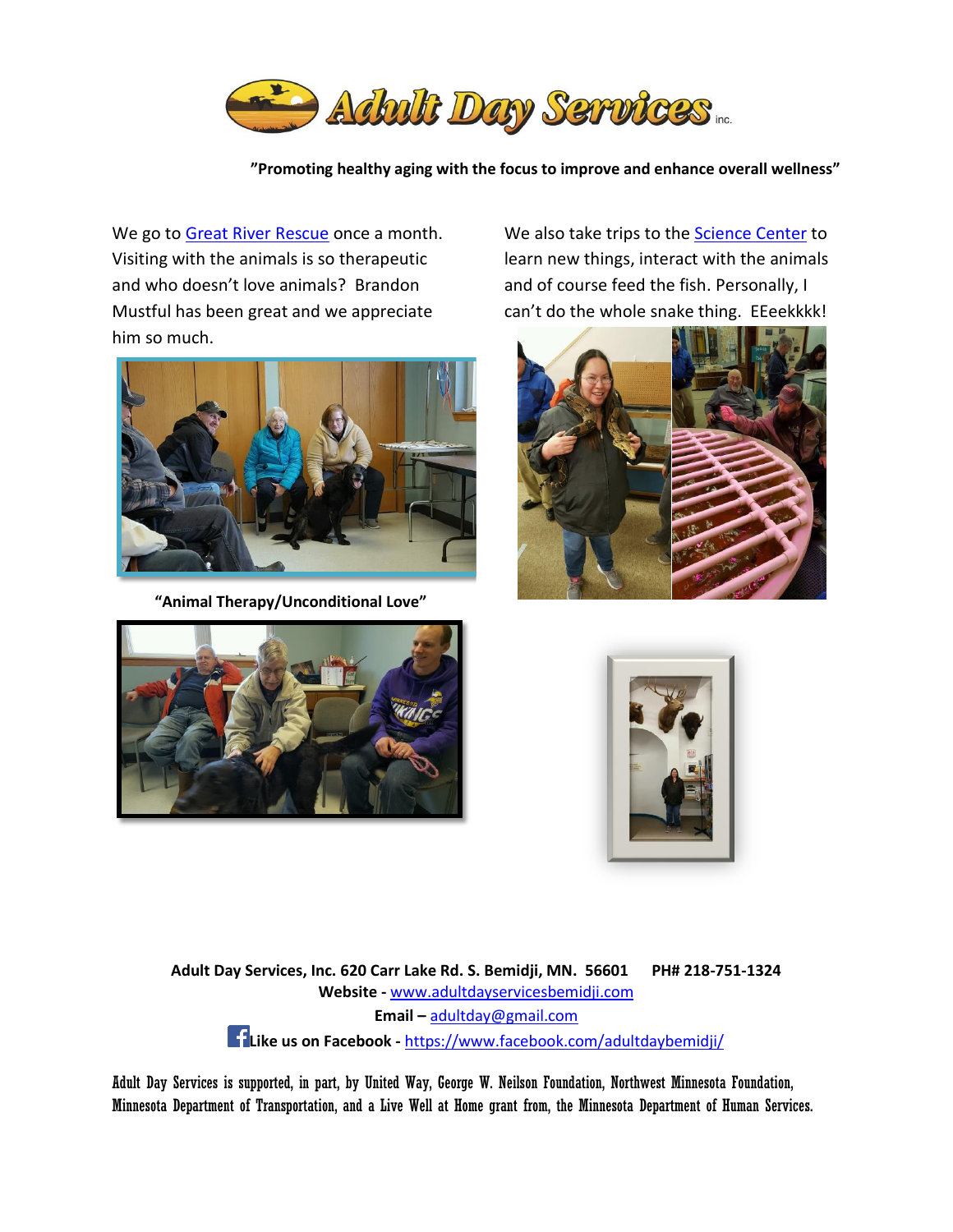# Adult Day Services inc.

**"Promoting healthy aging with the focus to improve and enhance overall wellness"**

We go to Great River Rescue once a month. Visiting with the animals is so therapeutic and who doesn't love animals? Brandon Mustful has been great and we appreciate him so much.

**"Animal Therapy/Unconditional Love"**

We also take trips to the Science Center to learn new things, interact with the animals and of course feed the fish. Personally, I can't do the whole snake thing. EEeekkkk!

**Adult Day Services, Inc. 620 Carr Lake Rd. S. Bemidji, MN. 56601 PH# 218-751-1324**
**Website -** www.adultdayservicesbemidji.com
**Email –** adultday@gmail.com
**Like us on Facebook -** https://www.facebook.com/adultdaybemidji/

Adult Day Services is supported, in part, by United Way, George W. Neilson Foundation, Northwest Minnesota Foundation, Minnesota Department of Transportation, and a Live Well at Home grant from, the Minnesota Department of Human Services.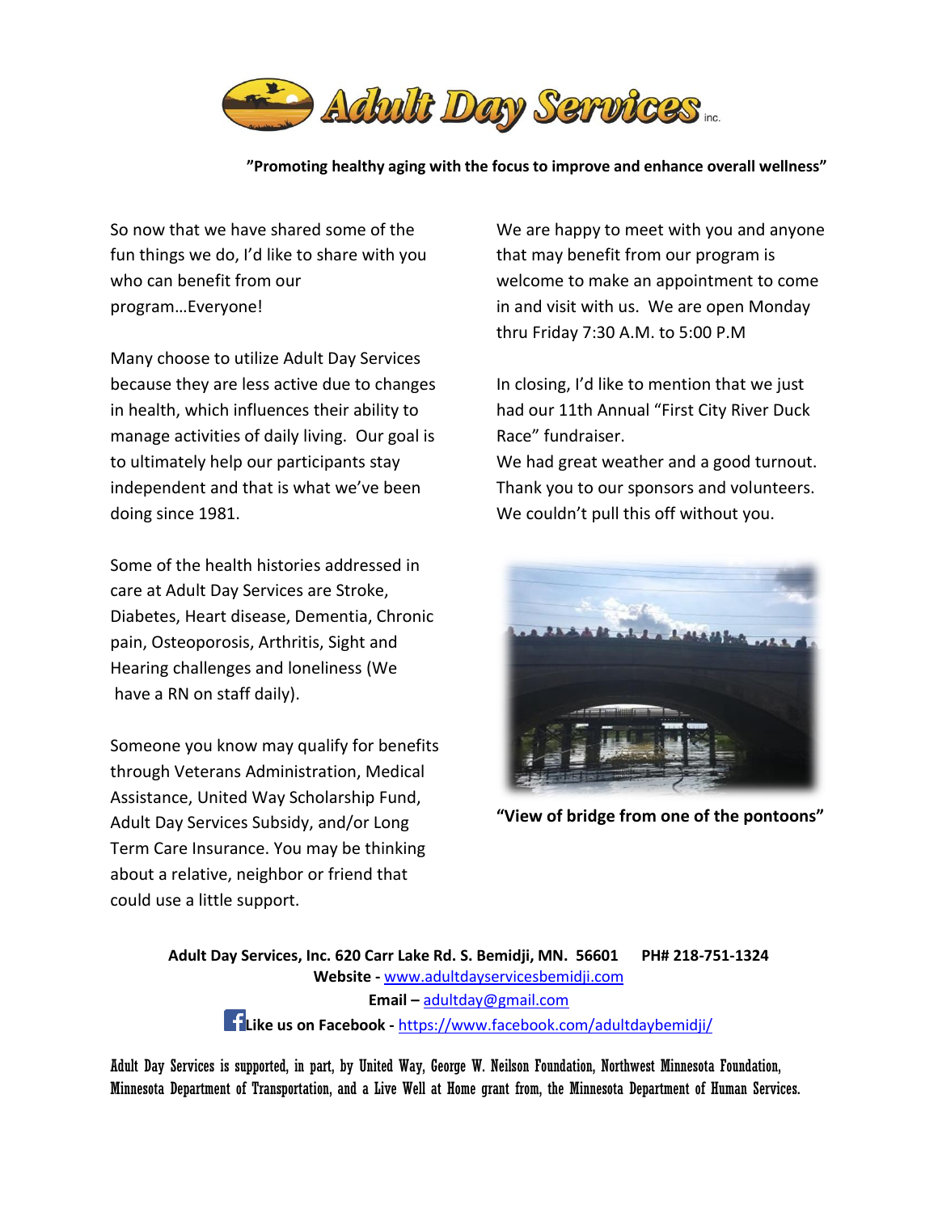Adult Day Services inc.

**"Promoting healthy aging with the focus to improve and enhance overall wellness"**

So now that we have shared some of the fun things we do, I'd like to share with you who can benefit from our program…Everyone!

Many choose to utilize Adult Day Services because they are less active due to changes in health, which influences their ability to manage activities of daily living. Our goal is to ultimately help our participants stay independent and that is what we've been doing since 1981.

Some of the health histories addressed in care at Adult Day Services are Stroke, Diabetes, Heart disease, Dementia, Chronic pain, Osteoporosis, Arthritis, Sight and Hearing challenges and loneliness (We have a RN on staff daily).

Someone you know may qualify for benefits through Veterans Administration, Medical Assistance, United Way Scholarship Fund, Adult Day Services Subsidy, and/or Long Term Care Insurance. You may be thinking about a relative, neighbor or friend that could use a little support.

We are happy to meet with you and anyone that may benefit from our program is welcome to make an appointment to come in and visit with us. We are open Monday thru Friday 7:30 A.M. to 5:00 P.M

In closing, I'd like to mention that we just had our 11th Annual "First City River Duck Race" fundraiser.
We had great weather and a good turnout. Thank you to our sponsors and volunteers. We couldn't pull this off without you.

**"View of bridge from one of the pontoons"**

**Adult Day Services, Inc. 620 Carr Lake Rd. S. Bemidji, MN. 56601 PH# 218-751-1324**
**Website -** www.adultdayservicesbemidji.com
**Email –** adultday@gmail.com
**Like us on Facebook -** https://www.facebook.com/adultdaybemidji/

Adult Day Services is supported, in part, by United Way, George W. Neilson Foundation, Northwest Minnesota Foundation, Minnesota Department of Transportation, and a Live Well at Home grant from, the Minnesota Department of Human Services.